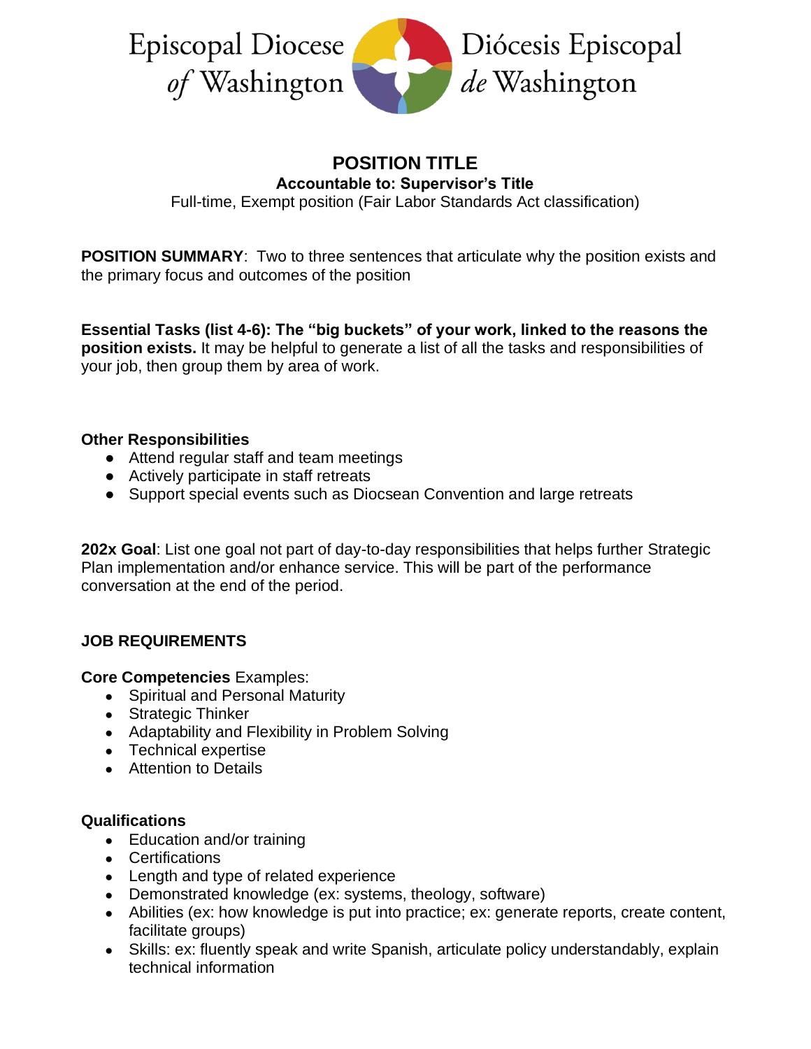Episcopal Diocese *of* Washington

Diócesis Episcopal *de* Washington

# POSITION TITLE

**Accountable to: Supervisor's Title**

Full-time, Exempt position (Fair Labor Standards Act classification)

**POSITION SUMMARY**: Two to three sentences that articulate why the position exists and the primary focus and outcomes of the position

**Essential Tasks (list 4-6): The "big buckets" of your work, linked to the reasons the position exists.** It may be helpful to generate a list of all the tasks and responsibilities of your job, then group them by area of work.

**Other Responsibilities**

- Attend regular staff and team meetings
- Actively participate in staff retreats
- Support special events such as Diocsean Convention and large retreats

**202x Goal**: List one goal not part of day-to-day responsibilities that helps further Strategic Plan implementation and/or enhance service. This will be part of the performance conversation at the end of the period.

## JOB REQUIREMENTS

**Core Competencies** Examples:

- Spiritual and Personal Maturity
- Strategic Thinker
- Adaptability and Flexibility in Problem Solving
- Technical expertise
- Attention to Details

**Qualifications**

- Education and/or training
- Certifications
- Length and type of related experience
- Demonstrated knowledge (ex: systems, theology, software)
- Abilities (ex: how knowledge is put into practice; ex: generate reports, create content, facilitate groups)
- Skills: ex: fluently speak and write Spanish, articulate policy understandably, explain technical information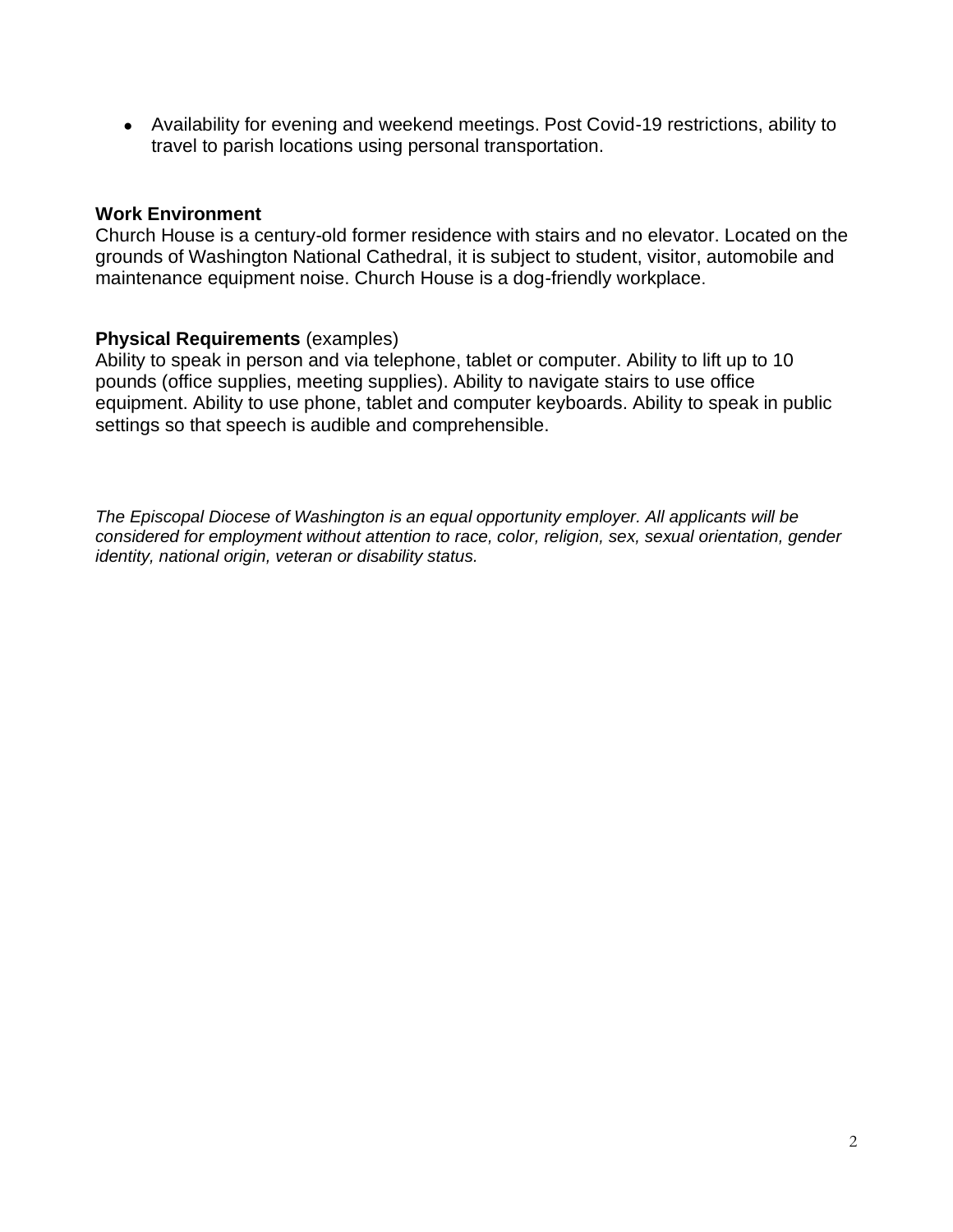- Availability for evening and weekend meetings. Post Covid-19 restrictions, ability to travel to parish locations using personal transportation.

**Work Environment**

Church House is a century-old former residence with stairs and no elevator. Located on the grounds of Washington National Cathedral, it is subject to student, visitor, automobile and maintenance equipment noise. Church House is a dog-friendly workplace.

**Physical Requirements** (examples)

Ability to speak in person and via telephone, tablet or computer. Ability to lift up to 10 pounds (office supplies, meeting supplies). Ability to navigate stairs to use office equipment. Ability to use phone, tablet and computer keyboards. Ability to speak in public settings so that speech is audible and comprehensible.

*The Episcopal Diocese of Washington is an equal opportunity employer. All applicants will be considered for employment without attention to race, color, religion, sex, sexual orientation, gender identity, national origin, veteran or disability status.*